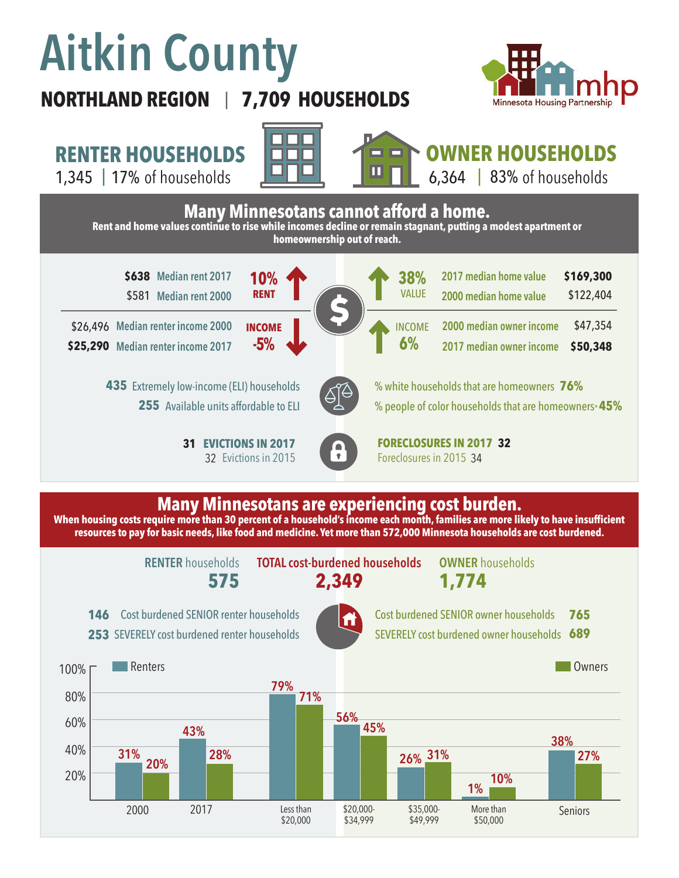# Aitkin County

**NORTHLAND REGION | 7,709 HOUSEHOLDS**

Minnesota Housing Partnership (mhp)

## RENTER HOUSEHOLDS

1,345 | 17% of households

## OWNER HOUSEHOLDS

6,364 | 83% of households

## Many Minnesotans cannot afford a home.

**Rent and home values continue to rise while incomes decline or remain stagnant, putting a modest apartment or homeownership out of reach.**

| Renters | | Owners | |
|---|---|---|---|
| **$638** Median rent 2017 | **10% RENT** ↑ | 2017 median home value **$169,300** | **38% VALUE** ↑ |
| $581 Median rent 2000 | | 2000 median home value $122,404 | |
| $26,496 Median renter income 2000 | **INCOME -5%** ↓ | 2000 median owner income $47,354 | **INCOME 6%** ↑ |
| **$25,290** Median renter income 2017 | | 2017 median owner income **$50,348** | |

**435** Extremely low-income (ELI) households

**255** Available units affordable to ELI

% white households that are homeowners **76%**

% people of color households that are homeowners* **45%**

**31 EVICTIONS IN 2017**

32 Evictions in 2015

**FORECLOSURES IN 2017 32**

Foreclosures in 2015 34

## Many Minnesotans are experiencing cost burden.

**When housing costs require more than 30 percent of a household's income each month, families are more likely to have insufficient resources to pay for basic needs, like food and medicine. Yet more than 572,000 Minnesota households are cost burdened.**

| RENTER households | TOTAL cost-burdened households | OWNER households |
|---|---|---|
| **575** | **2,349** | **1,774** |

**146** Cost burdened SENIOR renter households

**253** SEVERELY cost burdened renter households

Cost burdened SENIOR owner households **765**

SEVERELY cost burdened owner households **689**

| | Renters | Owners |
|---|---|---|
| 2000 | 31% | 20% |
| 2017 | 43% | 28% |
| Less than $20,000 | 79% | 71% |
| $20,000-$34,999 | 56% | 45% |
| $35,000-$49,999 | 26% | 31% |
| More than $50,000 | 1% | 10% |
| Seniors | 38% | 27% |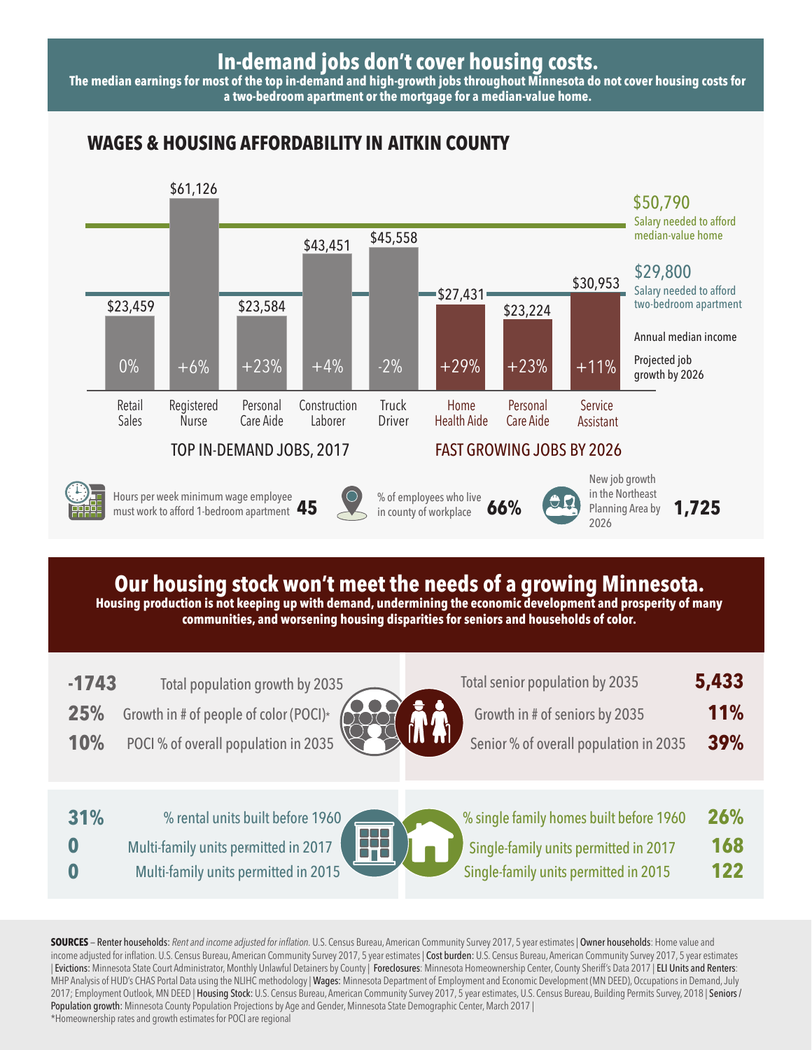# In-demand jobs don't cover housing costs.

**The median earnings for most of the top in-demand and high-growth jobs throughout Minnesota do not cover housing costs for a two-bedroom apartment or the mortgage for a median-value home.**

## WAGES & HOUSING AFFORDABILITY IN AITKIN COUNTY

$50,790
Salary needed to afford median-value home

$29,800
Salary needed to afford two-bedroom apartment

Annual median income

Projected job growth by 2026

TOP IN-DEMAND JOBS, 2017

Retail Sales
$23,459
0%

Registered Nurse
$61,126
+6%

Personal Care Aide
$23,584
+23%

Construction Laborer
$43,451
+4%

Truck Driver
$45,558
-2%

FAST GROWING JOBS BY 2026

Home Health Aide
$27,431
+29%

Personal Care Aide
$23,224
+23%

Service Assistant
$30,953
+11%

Hours per week minimum wage employee must work to afford 1-bedroom apartment **45**

% of employees who live in county of workplace **66%**

New job growth in the Northeast Planning Area by 2026 **1,725**

# Our housing stock won't meet the needs of a growing Minnesota.

**Housing production is not keeping up with demand, undermining the economic development and prosperity of many communities, and worsening housing disparities for seniors and households of color.**

| | |
|---|---|
| **-1743** | Total population growth by 2035 |
| **25%** | Growth in # of people of color (POCI)* |
| **10%** | POCI % of overall population in 2035 |

| | |
|---|---|
| Total senior population by 2035 | **5,433** |
| Growth in # of seniors by 2035 | **11%** |
| Senior % of overall population in 2035 | **39%** |

| | |
|---|---|
| **31%** | % rental units built before 1960 |
| **0** | Multi-family units permitted in 2017 |
| **0** | Multi-family units permitted in 2015 |

| | |
|---|---|
| % single family homes built before 1960 | **26%** |
| Single-family units permitted in 2017 | **168** |
| Single-family units permitted in 2015 | **122** |

**SOURCES** – Renter households: *Rent and income adjusted for inflation.* U.S. Census Bureau, American Community Survey 2017, 5 year estimates | Owner households: Home value and income adjusted for inflation. U.S. Census Bureau, American Community Survey 2017, 5 year estimates | Cost burden: U.S. Census Bureau, American Community Survey 2017, 5 year estimates | Evictions: Minnesota State Court Administrator, Monthly Unlawful Detainers by County | Foreclosures: Minnesota Homeownership Center, County Sheriff's Data 2017 | ELI Units and Renters: MHP Analysis of HUD's CHAS Portal Data using the NLIHC methodology | Wages: Minnesota Department of Employment and Economic Development (MN DEED), Occupations in Demand, July 2017; Employment Outlook, MN DEED | Housing Stock: U.S. Census Bureau, American Community Survey 2017, 5 year estimates, U.S. Census Bureau, Building Permits Survey, 2018 | Seniors / Population growth: Minnesota County Population Projections by Age and Gender, Minnesota State Demographic Center, March 2017 |
*Homeownership rates and growth estimates for POCI are regional